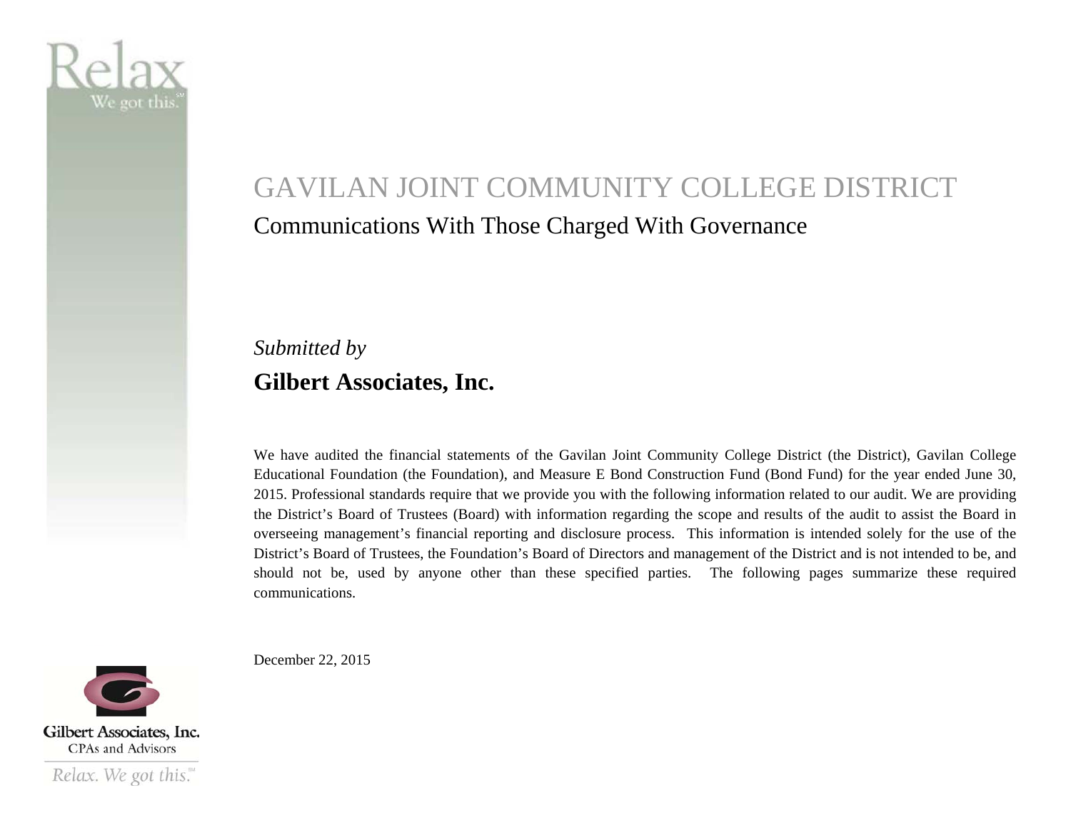# GAVILAN JOINT COMMUNITY COLLEGE DISTRICT

## Communications With Those Charged With Governance

*Submitted by*

**Gilbert Associates, Inc.**

We have audited the financial statements of the Gavilan Joint Community College District (the District), Gavilan College Educational Foundation (the Foundation), and Measure E Bond Construction Fund (Bond Fund) for the year ended June 30, 2015. Professional standards require that we provide you with the following information related to our audit. We are providing the District's Board of Trustees (Board) with information regarding the scope and results of the audit to assist the Board in overseeing management's financial reporting and disclosure process. This information is intended solely for the use of the District's Board of Trustees, the Foundation's Board of Directors and management of the District and is not intended to be, and should not be, used by anyone other than these specified parties. The following pages summarize these required communications.

December 22, 2015

Gilbert Associates, Inc.
CPAs and Advisors
Relax. We got this.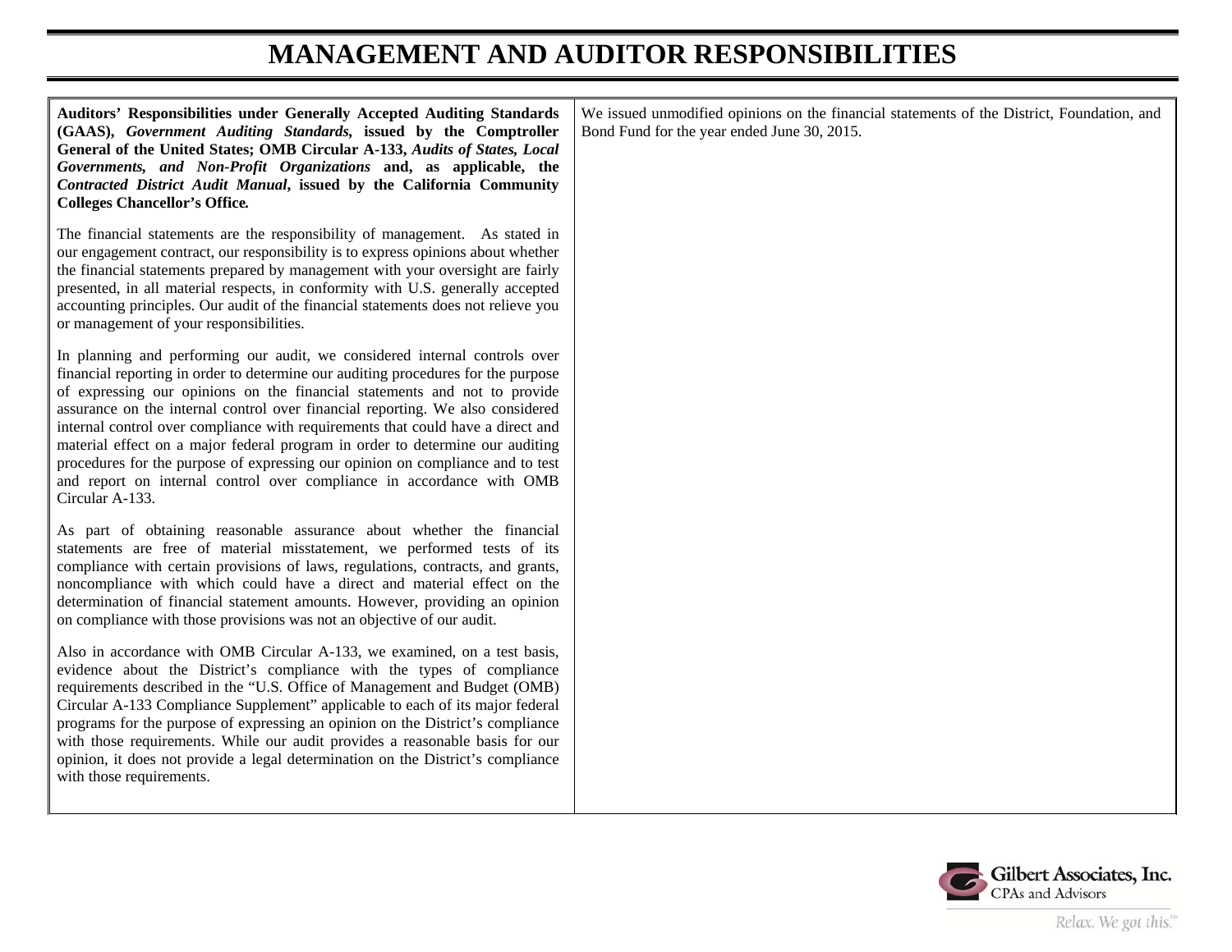# MANAGEMENT AND AUDITOR RESPONSIBILITIES

**Auditors' Responsibilities under Generally Accepted Auditing Standards (GAAS), *Government Auditing Standards*, issued by the Comptroller General of the United States; OMB Circular A-133, *Audits of States, Local Governments, and Non-Profit Organizations* and, as applicable, the *Contracted District Audit Manual*, issued by the California Community Colleges Chancellor's Office.**

The financial statements are the responsibility of management. As stated in our engagement contract, our responsibility is to express opinions about whether the financial statements prepared by management with your oversight are fairly presented, in all material respects, in conformity with U.S. generally accepted accounting principles. Our audit of the financial statements does not relieve you or management of your responsibilities.

In planning and performing our audit, we considered internal controls over financial reporting in order to determine our auditing procedures for the purpose of expressing our opinions on the financial statements and not to provide assurance on the internal control over financial reporting. We also considered internal control over compliance with requirements that could have a direct and material effect on a major federal program in order to determine our auditing procedures for the purpose of expressing our opinion on compliance and to test and report on internal control over compliance in accordance with OMB Circular A-133.

As part of obtaining reasonable assurance about whether the financial statements are free of material misstatement, we performed tests of its compliance with certain provisions of laws, regulations, contracts, and grants, noncompliance with which could have a direct and material effect on the determination of financial statement amounts. However, providing an opinion on compliance with those provisions was not an objective of our audit.

Also in accordance with OMB Circular A-133, we examined, on a test basis, evidence about the District's compliance with the types of compliance requirements described in the "U.S. Office of Management and Budget (OMB) Circular A-133 Compliance Supplement" applicable to each of its major federal programs for the purpose of expressing an opinion on the District's compliance with those requirements. While our audit provides a reasonable basis for our opinion, it does not provide a legal determination on the District's compliance with those requirements.

We issued unmodified opinions on the financial statements of the District, Foundation, and Bond Fund for the year ended June 30, 2015.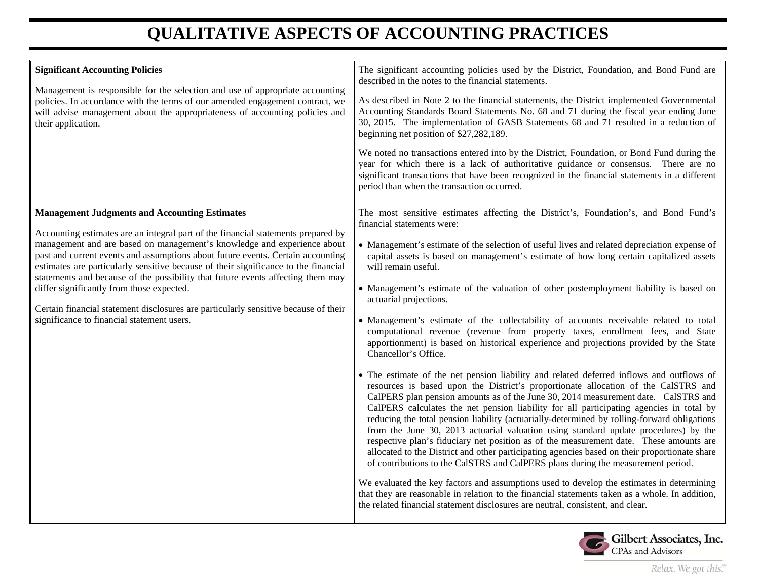# QUALITATIVE ASPECTS OF ACCOUNTING PRACTICES

| | |
|---|---|
| **Significant Accounting Policies**<br><br>Management is responsible for the selection and use of appropriate accounting policies. In accordance with the terms of our amended engagement contract, we will advise management about the appropriateness of accounting policies and their application. | The significant accounting policies used by the District, Foundation, and Bond Fund are described in the notes to the financial statements.<br><br>As described in Note 2 to the financial statements, the District implemented Governmental Accounting Standards Board Statements No. 68 and 71 during the fiscal year ending June 30, 2015. The implementation of GASB Statements 68 and 71 resulted in a reduction of beginning net position of $27,282,189.<br><br>We noted no transactions entered into by the District, Foundation, or Bond Fund during the year for which there is a lack of authoritative guidance or consensus. There are no significant transactions that have been recognized in the financial statements in a different period than when the transaction occurred. |
| **Management Judgments and Accounting Estimates**<br><br>Accounting estimates are an integral part of the financial statements prepared by management and are based on management's knowledge and experience about past and current events and assumptions about future events. Certain accounting estimates are particularly sensitive because of their significance to the financial statements and because of the possibility that future events affecting them may differ significantly from those expected.<br><br>Certain financial statement disclosures are particularly sensitive because of their significance to financial statement users. | The most sensitive estimates affecting the District's, Foundation's, and Bond Fund's financial statements were:<br><br>• Management's estimate of the selection of useful lives and related depreciation expense of capital assets is based on management's estimate of how long certain capitalized assets will remain useful.<br><br>• Management's estimate of the valuation of other postemployment liability is based on actuarial projections.<br><br>• Management's estimate of the collectability of accounts receivable related to total computational revenue (revenue from property taxes, enrollment fees, and State apportionment) is based on historical experience and projections provided by the State Chancellor's Office.<br><br>• The estimate of the net pension liability and related deferred inflows and outflows of resources is based upon the District's proportionate allocation of the CalSTRS and CalPERS plan pension amounts as of the June 30, 2014 measurement date. CalSTRS and CalPERS calculates the net pension liability for all participating agencies in total by reducing the total pension liability (actuarially-determined by rolling-forward obligations from the June 30, 2013 actuarial valuation using standard update procedures) by the respective plan's fiduciary net position as of the measurement date. These amounts are allocated to the District and other participating agencies based on their proportionate share of contributions to the CalSTRS and CalPERS plans during the measurement period.<br><br>We evaluated the key factors and assumptions used to develop the estimates in determining that they are reasonable in relation to the financial statements taken as a whole. In addition, the related financial statement disclosures are neutral, consistent, and clear. |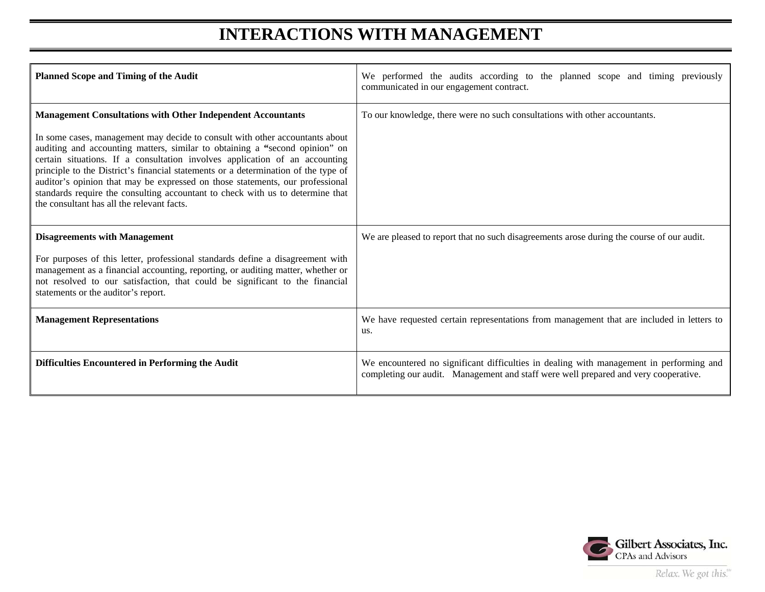# INTERACTIONS WITH MANAGEMENT

| | |
|---|---|
| **Planned Scope and Timing of the Audit** | We performed the audits according to the planned scope and timing previously communicated in our engagement contract. |
| **Management Consultations with Other Independent Accountants**<br><br>In some cases, management may decide to consult with other accountants about auditing and accounting matters, similar to obtaining a "second opinion" on certain situations. If a consultation involves application of an accounting principle to the District's financial statements or a determination of the type of auditor's opinion that may be expressed on those statements, our professional standards require the consulting accountant to check with us to determine that the consultant has all the relevant facts. | To our knowledge, there were no such consultations with other accountants. |
| **Disagreements with Management**<br><br>For purposes of this letter, professional standards define a disagreement with management as a financial accounting, reporting, or auditing matter, whether or not resolved to our satisfaction, that could be significant to the financial statements or the auditor's report. | We are pleased to report that no such disagreements arose during the course of our audit. |
| **Management Representations** | We have requested certain representations from management that are included in letters to us. |
| **Difficulties Encountered in Performing the Audit** | We encountered no significant difficulties in dealing with management in performing and completing our audit. Management and staff were well prepared and very cooperative. |

Gilbert Associates, Inc.
CPAs and Advisors
*Relax. We got this.*℠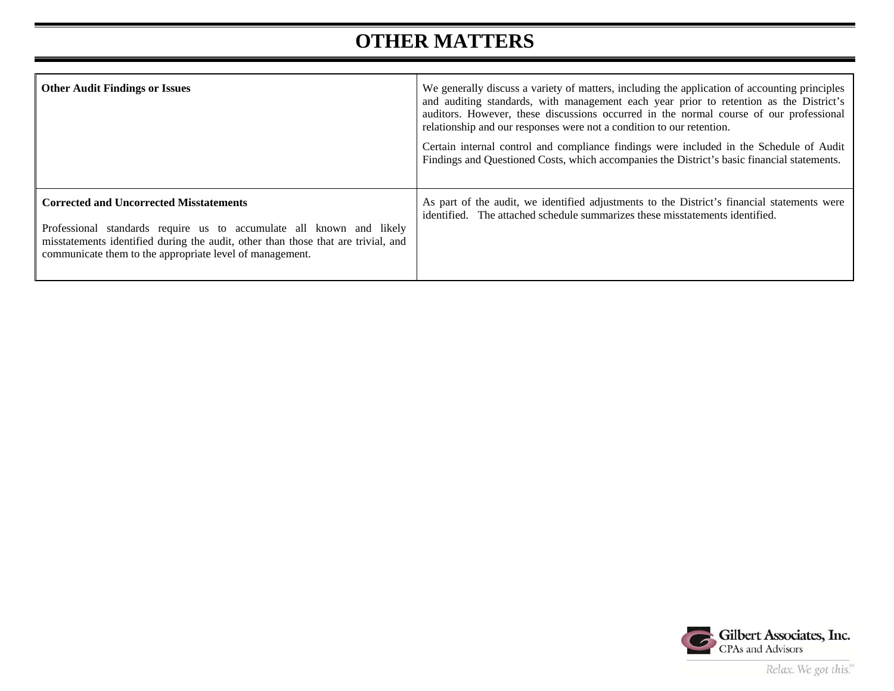# OTHER MATTERS

| | |
|---|---|
| **Other Audit Findings or Issues** | We generally discuss a variety of matters, including the application of accounting principles and auditing standards, with management each year prior to retention as the District's auditors. However, these discussions occurred in the normal course of our professional relationship and our responses were not a condition to our retention.<br><br>Certain internal control and compliance findings were included in the Schedule of Audit Findings and Questioned Costs, which accompanies the District's basic financial statements. |
| **Corrected and Uncorrected Misstatements**<br><br>Professional standards require us to accumulate all known and likely misstatements identified during the audit, other than those that are trivial, and communicate them to the appropriate level of management. | As part of the audit, we identified adjustments to the District's financial statements were identified. The attached schedule summarizes these misstatements identified. |

Gilbert Associates, Inc.
CPAs and Advisors
*Relax. We got this.*℠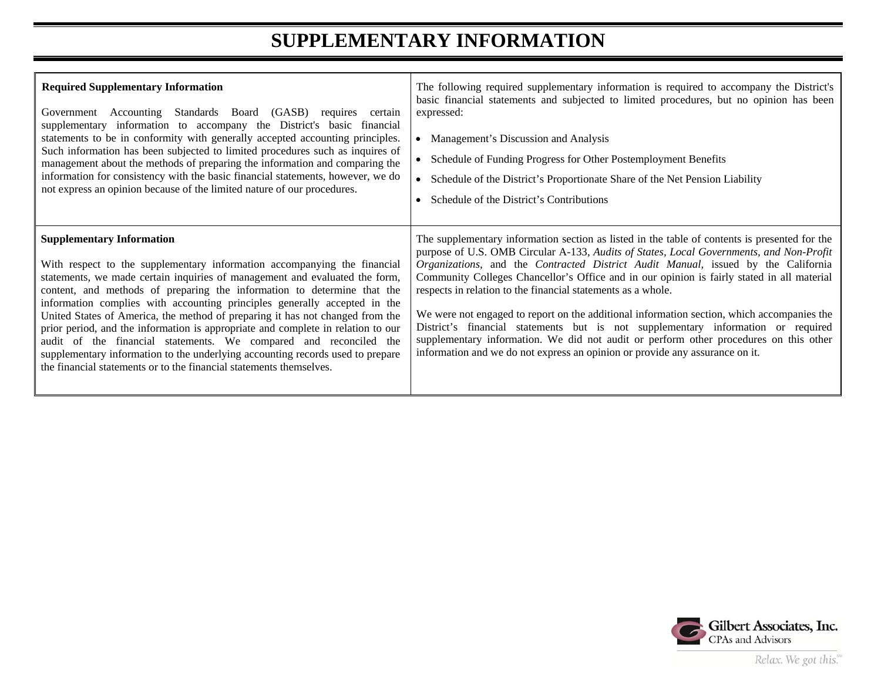# SUPPLEMENTARY INFORMATION

| **Required Supplementary Information**<br><br>Government Accounting Standards Board (GASB) requires certain supplementary information to accompany the District's basic financial statements to be in conformity with generally accepted accounting principles. Such information has been subjected to limited procedures such as inquires of management about the methods of preparing the information and comparing the information for consistency with the basic financial statements, however, we do not express an opinion because of the limited nature of our procedures. | The following required supplementary information is required to accompany the District's basic financial statements and subjected to limited procedures, but no opinion has been expressed:<br><br>• Management's Discussion and Analysis<br>• Schedule of Funding Progress for Other Postemployment Benefits<br>• Schedule of the District's Proportionate Share of the Net Pension Liability<br>• Schedule of the District's Contributions |
|---|---|
| **Supplementary Information**<br><br>With respect to the supplementary information accompanying the financial statements, we made certain inquiries of management and evaluated the form, content, and methods of preparing the information to determine that the information complies with accounting principles generally accepted in the United States of America, the method of preparing it has not changed from the prior period, and the information is appropriate and complete in relation to our audit of the financial statements. We compared and reconciled the supplementary information to the underlying accounting records used to prepare the financial statements or to the financial statements themselves. | The supplementary information section as listed in the table of contents is presented for the purpose of U.S. OMB Circular A-133, *Audits of States, Local Governments, and Non-Profit Organizations,* and the *Contracted District Audit Manual,* issued by the California Community Colleges Chancellor's Office and in our opinion is fairly stated in all material respects in relation to the financial statements as a whole.<br><br>We were not engaged to report on the additional information section, which accompanies the District's financial statements but is not supplementary information or required supplementary information. We did not audit or perform other procedures on this other information and we do not express an opinion or provide any assurance on it. |

Gilbert Associates, Inc.
CPAs and Advisors
Relax. We got this.℠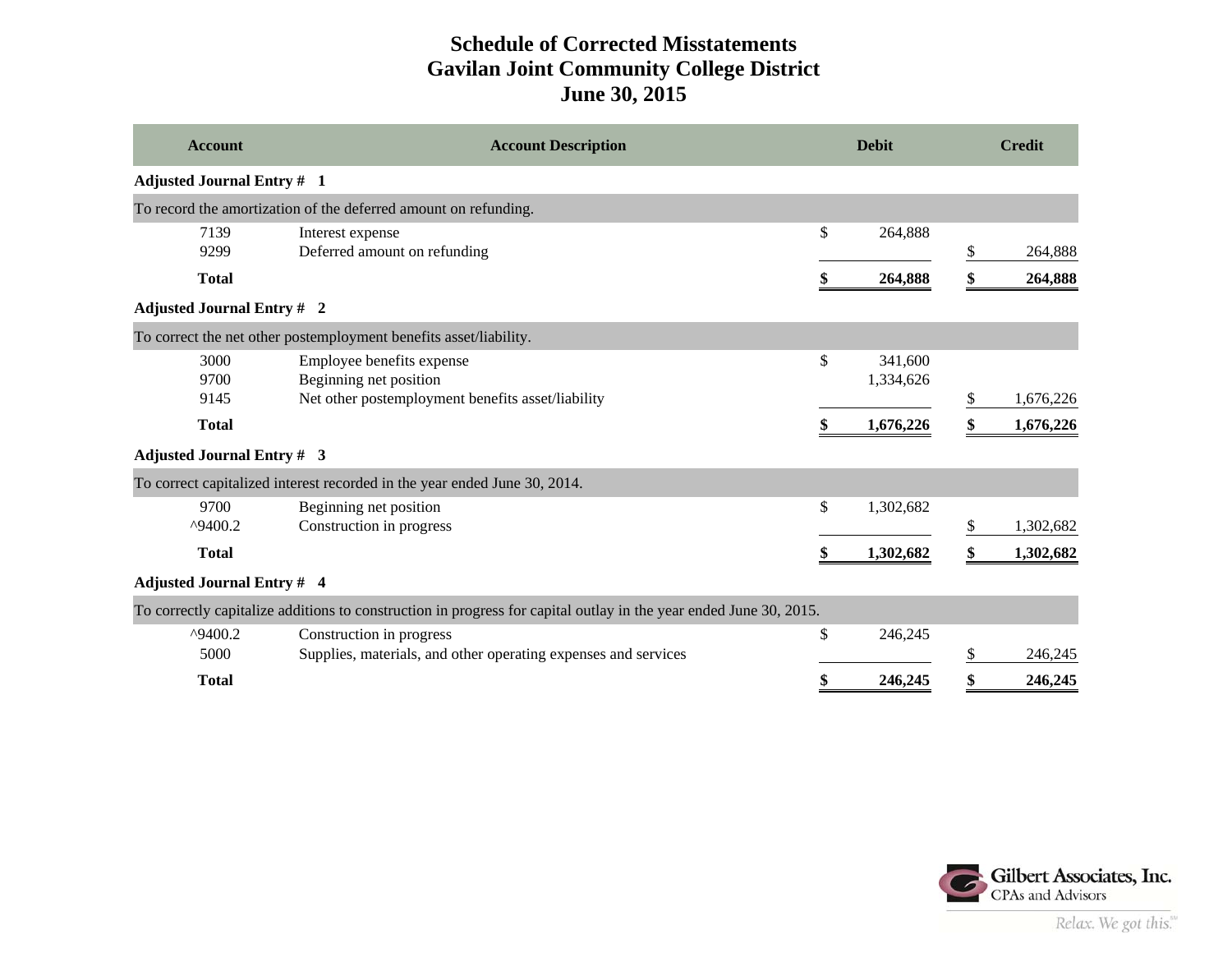# Schedule of Corrected Misstatements
# Gavilan Joint Community College District
# June 30, 2015

| Account | Account Description | Debit | Credit |
|---|---|---|---|
| **Adjusted Journal Entry # 1** | | | |
| To record the amortization of the deferred amount on refunding. | | | |
| 7139 | Interest expense | $ 264,888 | |
| 9299 | Deferred amount on refunding | | $ 264,888 |
| **Total** | | **$ 264,888** | **$ 264,888** |
| **Adjusted Journal Entry # 2** | | | |
| To correct the net other postemployment benefits asset/liability. | | | |
| 3000 | Employee benefits expense | $ 341,600 | |
| 9700 | Beginning net position | 1,334,626 | |
| 9145 | Net other postemployment benefits asset/liability | | $ 1,676,226 |
| **Total** | | **$ 1,676,226** | **$ 1,676,226** |
| **Adjusted Journal Entry # 3** | | | |
| To correct capitalized interest recorded in the year ended June 30, 2014. | | | |
| 9700 | Beginning net position | $ 1,302,682 | |
| ^9400.2 | Construction in progress | | $ 1,302,682 |
| **Total** | | **$ 1,302,682** | **$ 1,302,682** |
| **Adjusted Journal Entry # 4** | | | |
| To correctly capitalize additions to construction in progress for capital outlay in the year ended June 30, 2015. | | | |
| ^9400.2 | Construction in progress | $ 246,245 | |
| 5000 | Supplies, materials, and other operating expenses and services | | $ 246,245 |
| **Total** | | **$ 246,245** | **$ 246,245** |

Gilbert Associates, Inc.
CPAs and Advisors

*Relax. We got this.*℠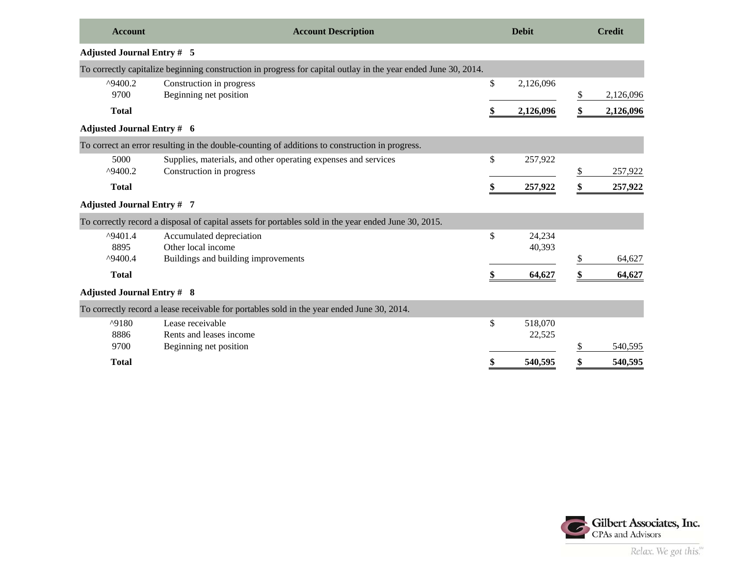| Account | Account Description | Debit | Credit |
|---|---|---|---|
| **Adjusted Journal Entry # 5** | | | |
| To correctly capitalize beginning construction in progress for capital outlay in the year ended June 30, 2014. | | | |
| ^9400.2 | Construction in progress | $ 2,126,096 | |
| 9700 | Beginning net position | | $ 2,126,096 |
| **Total** | | **$ 2,126,096** | **$ 2,126,096** |
| **Adjusted Journal Entry # 6** | | | |
| To correct an error resulting in the double-counting of additions to construction in progress. | | | |
| 5000 | Supplies, materials, and other operating expenses and services | $ 257,922 | |
| ^9400.2 | Construction in progress | | $ 257,922 |
| **Total** | | **$ 257,922** | **$ 257,922** |
| **Adjusted Journal Entry # 7** | | | |
| To correctly record a disposal of capital assets for portables sold in the year ended June 30, 2015. | | | |
| ^9401.4 | Accumulated depreciation | $ 24,234 | |
| 8895 | Other local income | 40,393 | |
| ^9400.4 | Buildings and building improvements | | $ 64,627 |
| **Total** | | **$ 64,627** | **$ 64,627** |
| **Adjusted Journal Entry # 8** | | | |
| To correctly record a lease receivable for portables sold in the year ended June 30, 2014. | | | |
| ^9180 | Lease receivable | $ 518,070 | |
| 8886 | Rents and leases income | 22,525 | |
| 9700 | Beginning net position | | $ 540,595 |
| **Total** | | **$ 540,595** | **$ 540,595** |

Gilbert Associates, Inc.
CPAs and Advisors
*Relax. We got this.*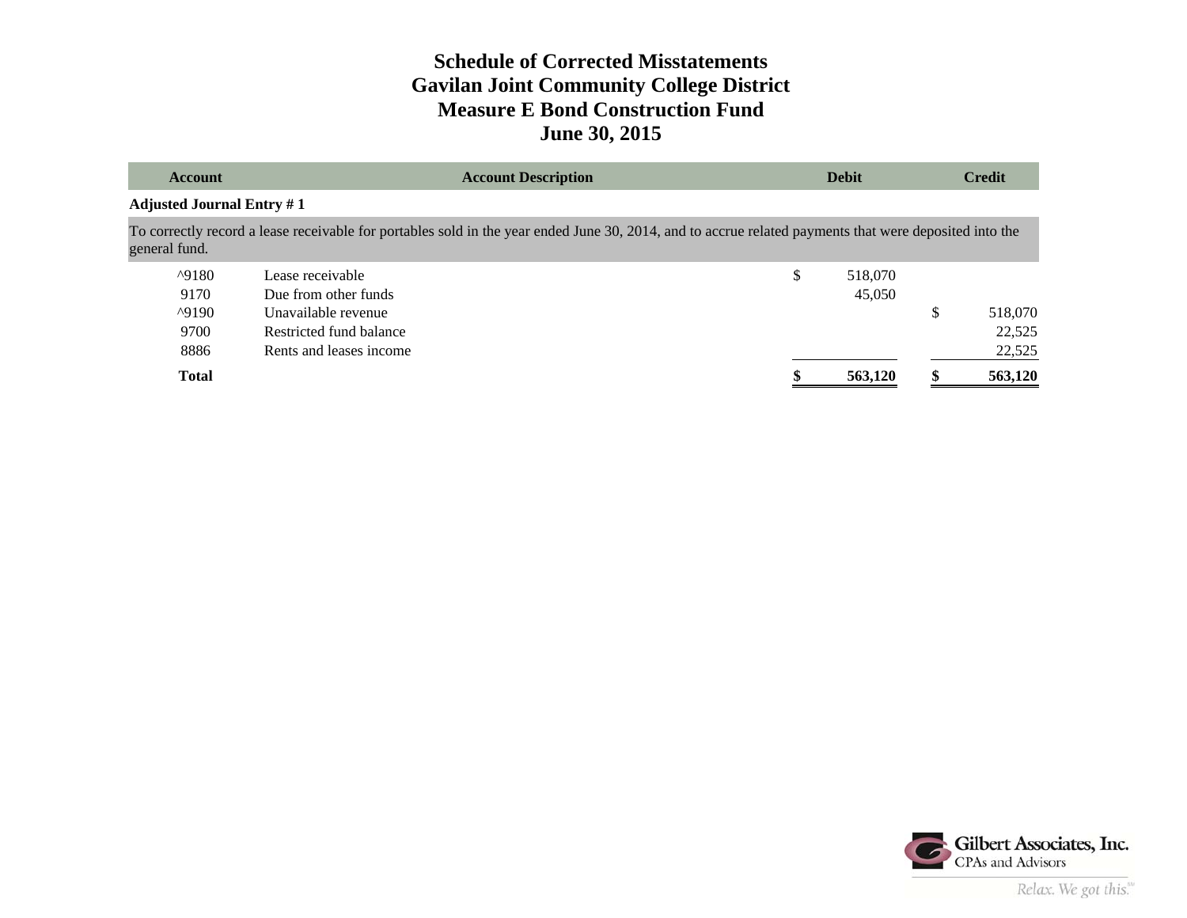# Schedule of Corrected Misstatements
# Gavilan Joint Community College District
# Measure E Bond Construction Fund
# June 30, 2015

| Account | Account Description | Debit | Credit |
|---|---|---|---|
| **Adjusted Journal Entry # 1** | | | |
| To correctly record a lease receivable for portables sold in the year ended June 30, 2014, and to accrue related payments that were deposited into the general fund. | | | |
| ^9180 | Lease receivable | $ 518,070 | |
| 9170 | Due from other funds | 45,050 | |
| ^9190 | Unavailable revenue | | $ 518,070 |
| 9700 | Restricted fund balance | | 22,525 |
| 8886 | Rents and leases income | | 22,525 |
| **Total** | | **$ 563,120** | **$ 563,120** |

Gilbert Associates, Inc.
CPAs and Advisors
*Relax. We got this.*℠